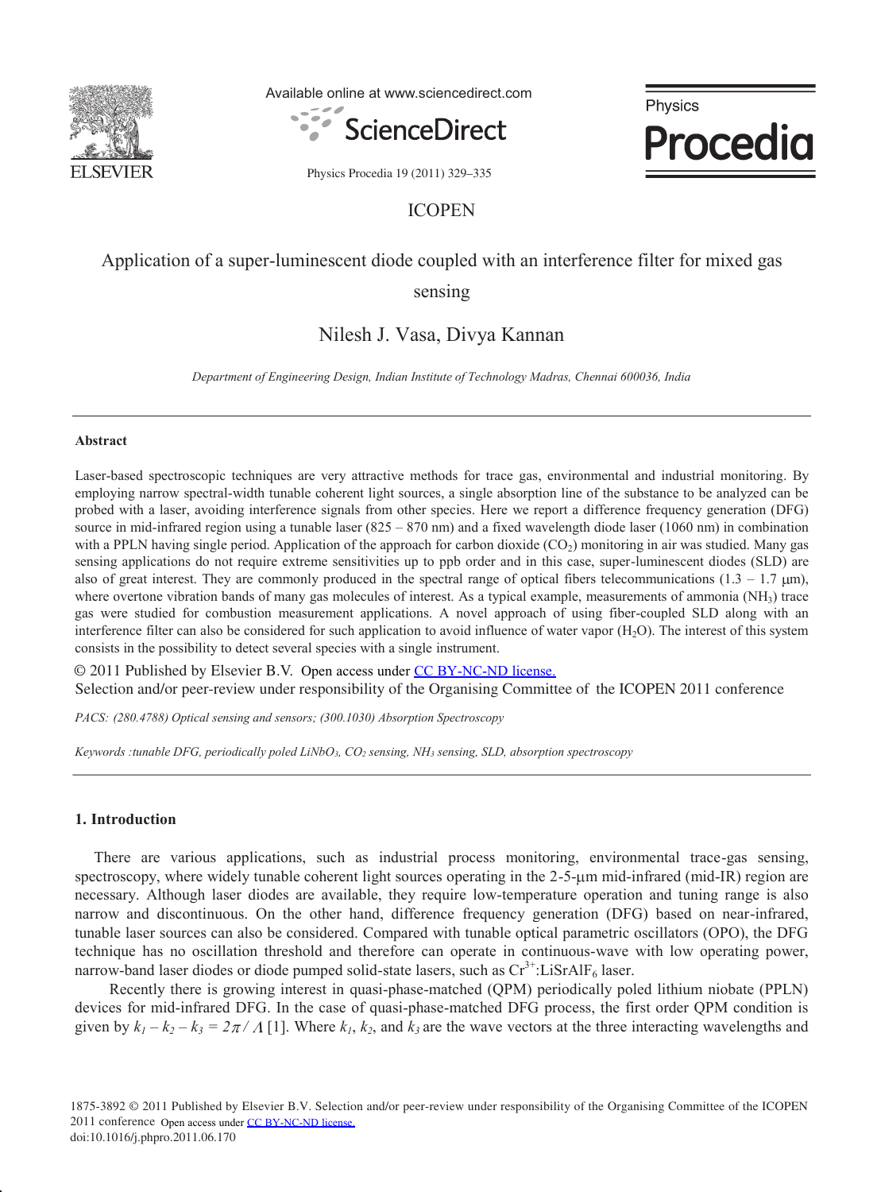ICOPEN

# Application of a super-luminescent diode coupled with an interference filter for mixed gas sensing

Nilesh J. Vasa, Divya Kannan

*Department of Engineering Design, Indian Institute of Technology Madras, Chennai 600036, India*

---

## Abstract

Laser-based spectroscopic techniques are very attractive methods for trace gas, environmental and industrial monitoring. By employing narrow spectral-width tunable coherent light sources, a single absorption line of the substance to be analyzed can be probed with a laser, avoiding interference signals from other species. Here we report a difference frequency generation (DFG) source in mid-infrared region using a tunable laser (825 – 870 nm) and a fixed wavelength diode laser (1060 nm) in combination with a PPLN having single period. Application of the approach for carbon dioxide ($CO_2$) monitoring in air was studied. Many gas sensing applications do not require extreme sensitivities up to ppb order and in this case, super-luminescent diodes (SLD) are also of great interest. They are commonly produced in the spectral range of optical fibers telecommunications (1.3 – 1.7 μm), where overtone vibration bands of many gas molecules of interest. As a typical example, measurements of ammonia ($NH_3$) trace gas were studied for combustion measurement applications. A novel approach of using fiber-coupled SLD along with an interference filter can also be considered for such application to avoid influence of water vapor ($H_2O$). The interest of this system consists in the possibility to detect several species with a single instrument.

© 2011 Published by Elsevier B.V. Open access under CC BY-NC-ND license.
Selection and/or peer-review under responsibility of the Organising Committee of the ICOPEN 2011 conference

*PACS: (280.4788) Optical sensing and sensors; (300.1030) Absorption Spectroscopy*

*Keywords :tunable DFG, periodically poled $LiNbO_3$, $CO_2$ sensing, $NH_3$ sensing, SLD, absorption spectroscopy*

---

## 1. Introduction

There are various applications, such as industrial process monitoring, environmental trace-gas sensing, spectroscopy, where widely tunable coherent light sources operating in the 2-5-μm mid-infrared (mid-IR) region are necessary. Although laser diodes are available, they require low-temperature operation and tuning range is also narrow and discontinuous. On the other hand, difference frequency generation (DFG) based on near-infrared, tunable laser sources can also be considered. Compared with tunable optical parametric oscillators (OPO), the DFG technique has no oscillation threshold and therefore can operate in continuous-wave with low operating power, narrow-band laser diodes or diode pumped solid-state lasers, such as $Cr^{3+}$:$LiSrAlF_6$ laser.

Recently there is growing interest in quasi-phase-matched (QPM) periodically poled lithium niobate (PPLN) devices for mid-infrared DFG. In the case of quasi-phase-matched DFG process, the first order QPM condition is given by $k_1 - k_2 - k_3 = 2\pi / \Lambda$ [1]. Where $k_1$, $k_2$, and $k_3$ are the wave vectors at the three interacting wavelengths and

1875-3892 © 2011 Published by Elsevier B.V. Selection and/or peer-review under responsibility of the Organising Committee of the ICOPEN 2011 conference Open access under CC BY-NC-ND license.
doi:10.1016/j.phpro.2011.06.170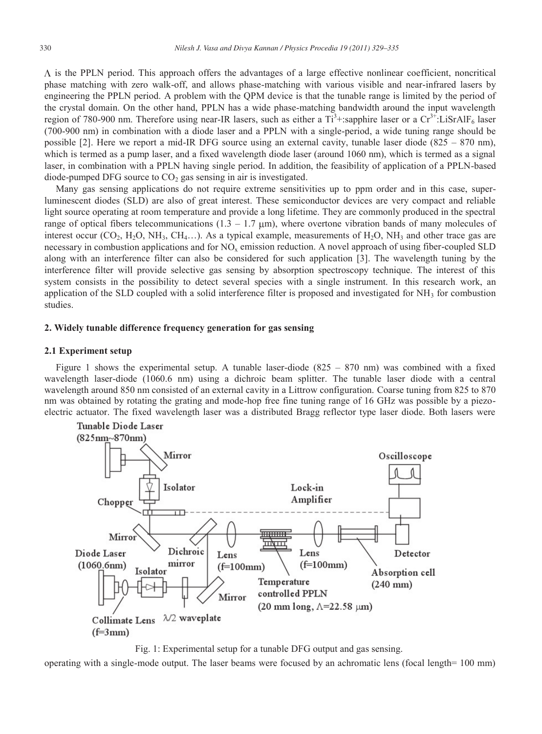Λ is the PPLN period. This approach offers the advantages of a large effective nonlinear coefficient, noncritical phase matching with zero walk-off, and allows phase-matching with various visible and near-infrared lasers by engineering the PPLN period. A problem with the QPM device is that the tunable range is limited by the period of the crystal domain. On the other hand, PPLN has a wide phase-matching bandwidth around the input wavelength region of 780-900 nm. Therefore using near-IR lasers, such as either a $Ti^{3+}$:sapphire laser or a $Cr^{3+}$:$LiSrAlF_6$ laser (700-900 nm) in combination with a diode laser and a PPLN with a single-period, a wide tuning range should be possible [2]. Here we report a mid-IR DFG source using an external cavity, tunable laser diode (825 – 870 nm), which is termed as a pump laser, and a fixed wavelength diode laser (around 1060 nm), which is termed as a signal laser, in combination with a PPLN having single period. In addition, the feasibility of application of a PPLN-based diode-pumped DFG source to $CO_2$ gas sensing in air is investigated.

Many gas sensing applications do not require extreme sensitivities up to ppm order and in this case, super-luminescent diodes (SLD) are also of great interest. These semiconductor devices are very compact and reliable light source operating at room temperature and provide a long lifetime. They are commonly produced in the spectral range of optical fibers telecommunications (1.3 – 1.7 μm), where overtone vibration bands of many molecules of interest occur ($CO_2$, $H_2O$, $NH_3$, $CH_4$…). As a typical example, measurements of $H_2O$, $NH_3$ and other trace gas are necessary in combustion applications and for $NO_x$ emission reduction. A novel approach of using fiber-coupled SLD along with an interference filter can also be considered for such application [3]. The wavelength tuning by the interference filter will provide selective gas sensing by absorption spectroscopy technique. The interest of this system consists in the possibility to detect several species with a single instrument. In this research work, an application of the SLD coupled with a solid interference filter is proposed and investigated for $NH_3$ for combustion studies.

## 2. Widely tunable difference frequency generation for gas sensing

### 2.1 Experiment setup

Figure 1 shows the experimental setup. A tunable laser-diode (825 – 870 nm) was combined with a fixed wavelength laser-diode (1060.6 nm) using a dichroic beam splitter. The tunable laser diode with a central wavelength around 850 nm consisted of an external cavity in a Littrow configuration. Coarse tuning from 825 to 870 nm was obtained by rotating the grating and mode-hop free fine tuning range of 16 GHz was possible by a piezo-electric actuator. The fixed wavelength laser was a distributed Bragg reflector type laser diode. Both lasers were

Fig. 1: Experimental setup for a tunable DFG output and gas sensing.

operating with a single-mode output. The laser beams were focused by an achromatic lens (focal length= 100 mm)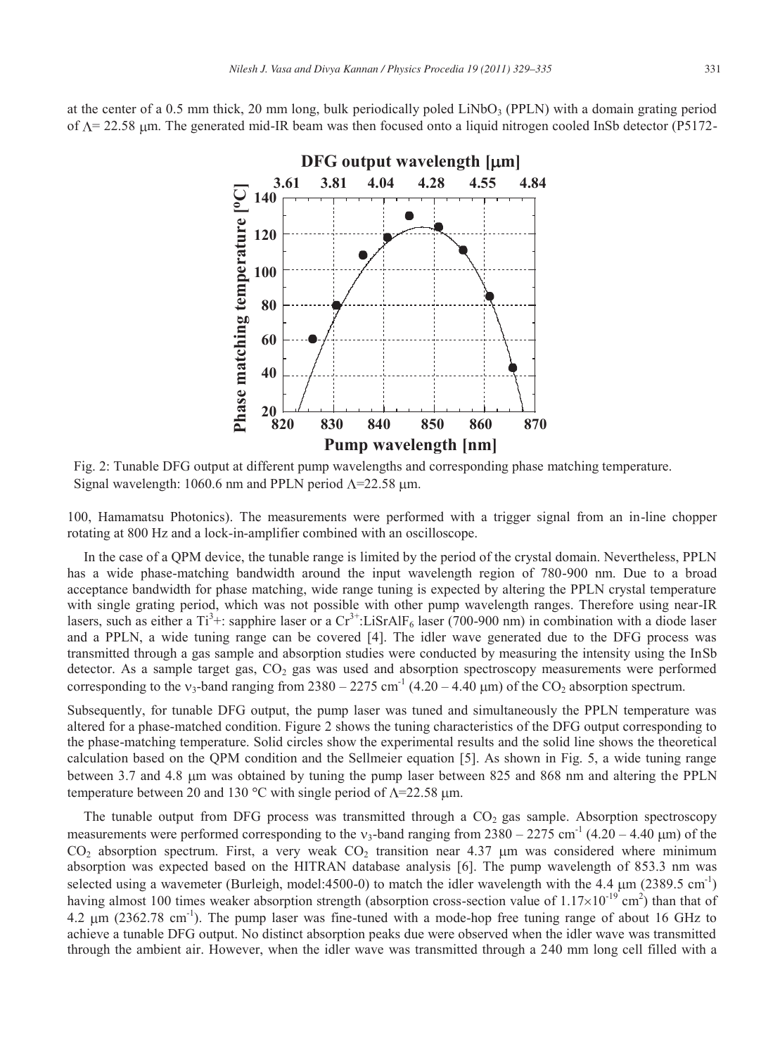at the center of a 0.5 mm thick, 20 mm long, bulk periodically poled $LiNbO_3$ (PPLN) with a domain grating period of $\Lambda$= 22.58 μm. The generated mid-IR beam was then focused onto a liquid nitrogen cooled InSb detector (P5172-

DFG output wavelength [μm]

3.61 3.81 4.04 4.28 4.55 4.84

Phase matching temperature [ºC]

140 120 100 80 60 40 20

820 830 840 850 860 870

Pump wavelength [nm]

Fig. 2: Tunable DFG output at different pump wavelengths and corresponding phase matching temperature. Signal wavelength: 1060.6 nm and PPLN period $\Lambda$=22.58 μm.

100, Hamamatsu Photonics). The measurements were performed with a trigger signal from an in-line chopper rotating at 800 Hz and a lock-in-amplifier combined with an oscilloscope.

In the case of a QPM device, the tunable range is limited by the period of the crystal domain. Nevertheless, PPLN has a wide phase-matching bandwidth around the input wavelength region of 780-900 nm. Due to a broad acceptance bandwidth for phase matching, wide range tuning is expected by altering the PPLN crystal temperature with single grating period, which was not possible with other pump wavelength ranges. Therefore using near-IR lasers, such as either a $Ti^{3}$+: sapphire laser or a $Cr^{3+}$:$LiSrAlF_6$ laser (700-900 nm) in combination with a diode laser and a PPLN, a wide tuning range can be covered [4]. The idler wave generated due to the DFG process was transmitted through a gas sample and absorption studies were conducted by measuring the intensity using the InSb detector. As a sample target gas, $CO_2$ gas was used and absorption spectroscopy measurements were performed corresponding to the $\nu_3$-band ranging from 2380 – 2275 $cm^{-1}$ (4.20 – 4.40 μm) of the $CO_2$ absorption spectrum.

Subsequently, for tunable DFG output, the pump laser was tuned and simultaneously the PPLN temperature was altered for a phase-matched condition. Figure 2 shows the tuning characteristics of the DFG output corresponding to the phase-matching temperature. Solid circles show the experimental results and the solid line shows the theoretical calculation based on the QPM condition and the Sellmeier equation [5]. As shown in Fig. 5, a wide tuning range between 3.7 and 4.8 μm was obtained by tuning the pump laser between 825 and 868 nm and altering the PPLN temperature between 20 and 130 °C with single period of $\Lambda$=22.58 μm.

The tunable output from DFG process was transmitted through a $CO_2$ gas sample. Absorption spectroscopy measurements were performed corresponding to the $\nu_3$-band ranging from 2380 – 2275 $cm^{-1}$ (4.20 – 4.40 μm) of the $CO_2$ absorption spectrum. First, a very weak $CO_2$ transition near 4.37 μm was considered where minimum absorption was expected based on the HITRAN database analysis [6]. The pump wavelength of 853.3 nm was selected using a wavemeter (Burleigh, model:4500-0) to match the idler wavelength with the 4.4 μm (2389.5 $cm^{-1}$) having almost 100 times weaker absorption strength (absorption cross-section value of $1.17\times10^{-19}$ $cm^2$) than that of 4.2 μm (2362.78 $cm^{-1}$). The pump laser was fine-tuned with a mode-hop free tuning range of about 16 GHz to achieve a tunable DFG output. No distinct absorption peaks due were observed when the idler wave was transmitted through the ambient air. However, when the idler wave was transmitted through a 240 mm long cell filled with a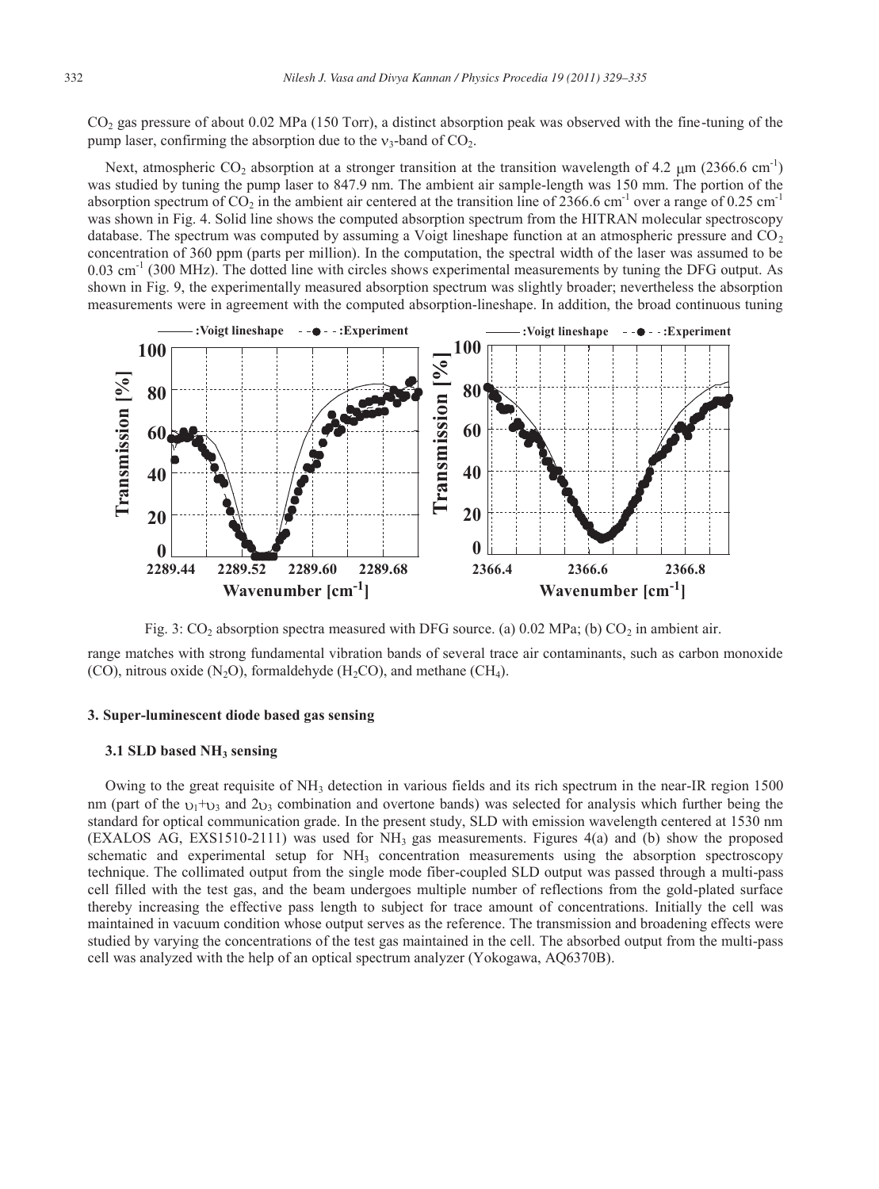$CO_2$ gas pressure of about 0.02 MPa (150 Torr), a distinct absorption peak was observed with the fine-tuning of the pump laser, confirming the absorption due to the $\nu_3$-band of $CO_2$.

Next, atmospheric $CO_2$ absorption at a stronger transition at the transition wavelength of 4.2 μm (2366.6 $cm^{-1}$) was studied by tuning the pump laser to 847.9 nm. The ambient air sample-length was 150 mm. The portion of the absorption spectrum of $CO_2$ in the ambient air centered at the transition line of 2366.6 $cm^{-1}$ over a range of 0.25 $cm^{-1}$ was shown in Fig. 4. Solid line shows the computed absorption spectrum from the HITRAN molecular spectroscopy database. The spectrum was computed by assuming a Voigt lineshape function at an atmospheric pressure and $CO_2$ concentration of 360 ppm (parts per million). In the computation, the spectral width of the laser was assumed to be 0.03 $cm^{-1}$ (300 MHz). The dotted line with circles shows experimental measurements by tuning the DFG output. As shown in Fig. 9, the experimentally measured absorption spectrum was slightly broader; nevertheless the absorption measurements were in agreement with the computed absorption-lineshape. In addition, the broad continuous tuning range matches with strong fundamental vibration bands of several trace air contaminants, such as carbon monoxide (CO), nitrous oxide ($N_2O$), formaldehyde ($H_2CO$), and methane ($CH_4$).

:Voigt lineshape :Experiment

Transmission [%]

100
80
60
40
20
0

2289.44 2289.52 2289.60 2289.68

Wavenumber [$cm^{-1}$]

:Voigt lineshape :Experiment

Transmission [%]

100
80
60
40
20
0

2366.4 2366.6 2366.8

Wavenumber [$cm^{-1}$]

Fig. 3: $CO_2$ absorption spectra measured with DFG source. (a) 0.02 MPa; (b) $CO_2$ in ambient air.

## 3. Super-luminescent diode based gas sensing

### 3.1 SLD based $NH_3$ sensing

Owing to the great requisite of $NH_3$ detection in various fields and its rich spectrum in the near-IR region 1500 nm (part of the $\upsilon_1+\upsilon_3$ and $2\upsilon_3$ combination and overtone bands) was selected for analysis which further being the standard for optical communication grade. In the present study, SLD with emission wavelength centered at 1530 nm (EXALOS AG, EXS1510-2111) was used for $NH_3$ gas measurements. Figures 4(a) and (b) show the proposed schematic and experimental setup for $NH_3$ concentration measurements using the absorption spectroscopy technique. The collimated output from the single mode fiber-coupled SLD output was passed through a multi-pass cell filled with the test gas, and the beam undergoes multiple number of reflections from the gold-plated surface thereby increasing the effective pass length to subject for trace amount of concentrations. Initially the cell was maintained in vacuum condition whose output serves as the reference. The transmission and broadening effects were studied by varying the concentrations of the test gas maintained in the cell. The absorbed output from the multi-pass cell was analyzed with the help of an optical spectrum analyzer (Yokogawa, AQ6370B).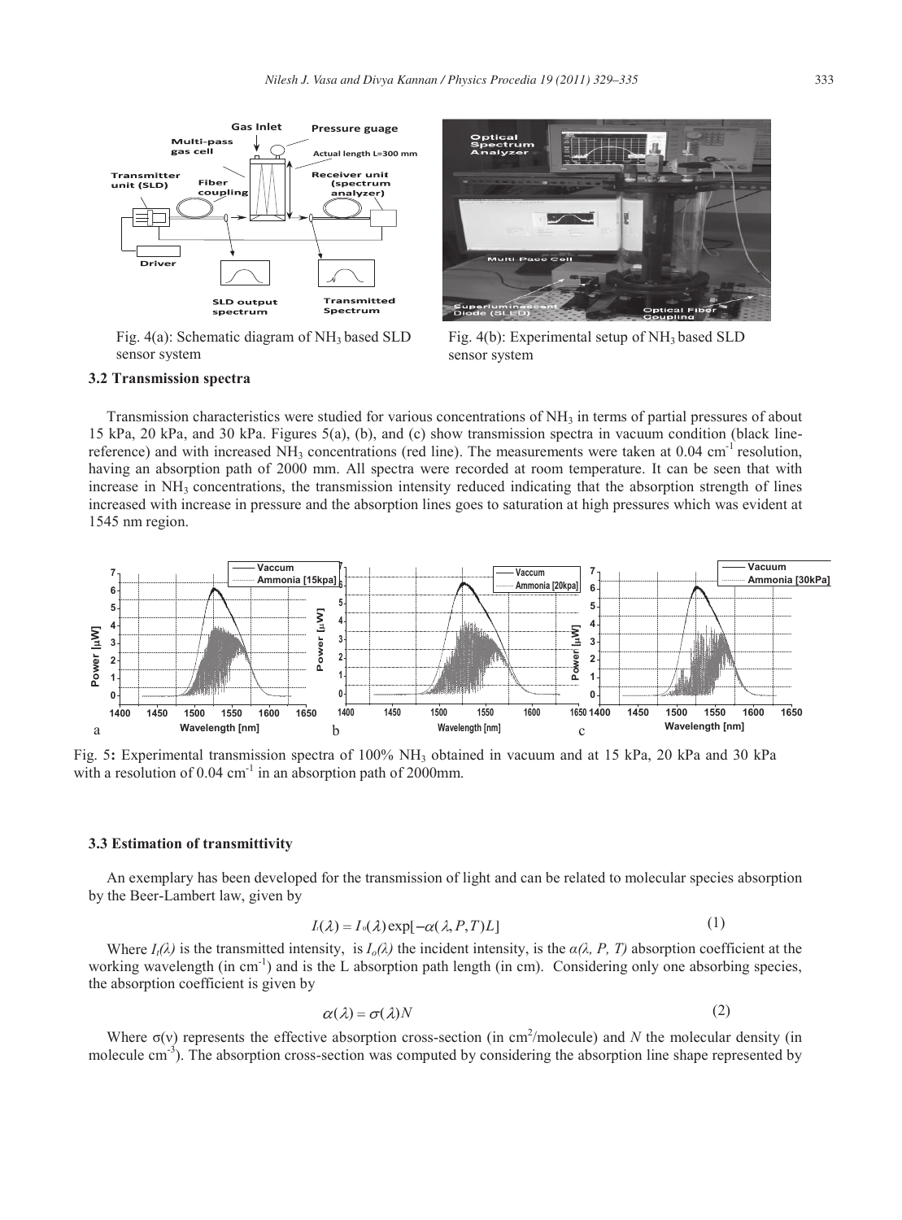Fig. 4(a): Schematic diagram of $NH_3$ based SLD sensor system

Fig. 4(b): Experimental setup of $NH_3$ based SLD sensor system

### 3.2 Transmission spectra

Transmission characteristics were studied for various concentrations of $NH_3$ in terms of partial pressures of about 15 kPa, 20 kPa, and 30 kPa. Figures 5(a), (b), and (c) show transmission spectra in vacuum condition (black line-reference) and with increased $NH_3$ concentrations (red line). The measurements were taken at 0.04 $cm^{-1}$ resolution, having an absorption path of 2000 mm. All spectra were recorded at room temperature. It can be seen that with increase in $NH_3$ concentrations, the transmission intensity reduced indicating that the absorption strength of lines increased with increase in pressure and the absorption lines goes to saturation at high pressures which was evident at 1545 nm region.

Fig. 5**:** Experimental transmission spectra of 100% $NH_3$ obtained in vacuum and at 15 kPa, 20 kPa and 30 kPa with a resolution of 0.04 $cm^{-1}$ in an absorption path of 2000mm.

### 3.3 Estimation of transmittivity

An exemplary has been developed for the transmission of light and can be related to molecular species absorption by the Beer-Lambert law, given by

$$I_t(\lambda) = I_0(\lambda)\exp[-\alpha(\lambda, P, T)L] \tag{1}$$

Where $I_t(\lambda)$ is the transmitted intensity, is $I_o(\lambda)$ the incident intensity, is the $\alpha(\lambda, P, T)$ absorption coefficient at the working wavelength (in $cm^{-1}$) and is the L absorption path length (in cm). Considering only one absorbing species, the absorption coefficient is given by

$$\alpha(\lambda) = \sigma(\lambda)N \tag{2}$$

Where $\sigma(\nu)$ represents the effective absorption cross-section (in $cm^2$/molecule) and $N$ the molecular density (in molecule $cm^{-3}$). The absorption cross-section was computed by considering the absorption line shape represented by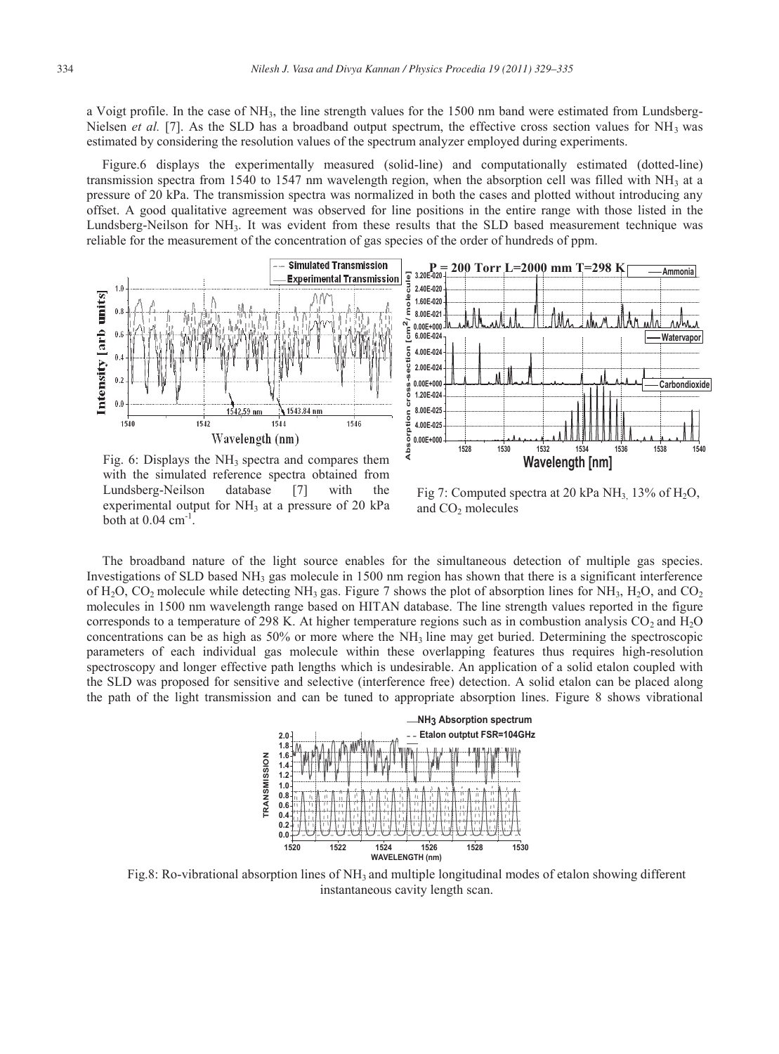a Voigt profile. In the case of $NH_3$, the line strength values for the 1500 nm band were estimated from Lundsberg-Nielsen *et al.* [7]. As the SLD has a broadband output spectrum, the effective cross section values for $NH_3$ was estimated by considering the resolution values of the spectrum analyzer employed during experiments.

Figure.6 displays the experimentally measured (solid-line) and computationally estimated (dotted-line) transmission spectra from 1540 to 1547 nm wavelength region, when the absorption cell was filled with $NH_3$ at a pressure of 20 kPa. The transmission spectra was normalized in both the cases and plotted without introducing any offset. A good qualitative agreement was observed for line positions in the entire range with those listed in the Lundsberg-Neilson for $NH_3$. It was evident from these results that the SLD based measurement technique was reliable for the measurement of the concentration of gas species of the order of hundreds of ppm.

Simulated Transmission
Experimental Transmission
Intensity [arb units]
1.0
0.8
0.6
0.4
0.2
0.0
1542.59 nm
1543.84 nm
1540
1542
1544
1546
Wavelength (nm)

Fig. 6: Displays the $NH_3$ spectra and compares them with the simulated reference spectra obtained from Lundsberg-Neilson database [7] with the experimental output for $NH_3$ at a pressure of 20 kPa both at 0.04 $cm^{-1}$.

P = 200 Torr L=2000 mm T=298 K
Ammonia
Watervapor
Carbondioxide
Absorption cross-section [$cm^2$/ molecule]
3.20E-020
2.40E-020
1.60E-020
8.00E-021
0.00E+000
6.00E-024
4.00E-024
2.00E-024
0.00E+000
1.20E-024
8.00E-025
4.00E-025
0.00E+000
1528
1530
1532
1534
1536
1538
1540
Wavelength [nm]

Fig 7: Computed spectra at 20 kPa $NH_3$, 13% of $H_2O$, and $CO_2$ molecules

The broadband nature of the light source enables for the simultaneous detection of multiple gas species. Investigations of SLD based $NH_3$ gas molecule in 1500 nm region has shown that there is a significant interference of $H_2O$, $CO_2$ molecule while detecting $NH_3$ gas. Figure 7 shows the plot of absorption lines for $NH_3$, $H_2O$, and $CO_2$ molecules in 1500 nm wavelength range based on HITAN database. The line strength values reported in the figure corresponds to a temperature of 298 K. At higher temperature regions such as in combustion analysis $CO_2$ and $H_2O$ concentrations can be as high as 50% or more where the $NH_3$ line may get buried. Determining the spectroscopic parameters of each individual gas molecule within these overlapping features thus requires high-resolution spectroscopy and longer effective path lengths which is undesirable. An application of a solid etalon coupled with the SLD was proposed for sensitive and selective (interference free) detection. A solid etalon can be placed along the path of the light transmission and can be tuned to appropriate absorption lines. Figure 8 shows vibrational

NH3 Absorption spectrum
Etalon outptut FSR=104GHz
TRANSMISSION
2.0
1.8
1.6
1.4
1.2
1.0
0.8
0.6
0.4
0.2
0.0
1520
1522
1524
1526
1528
1530
WAVELENGTH (nm)

Fig.8: Ro-vibrational absorption lines of $NH_3$ and multiple longitudinal modes of etalon showing different instantaneous cavity length scan.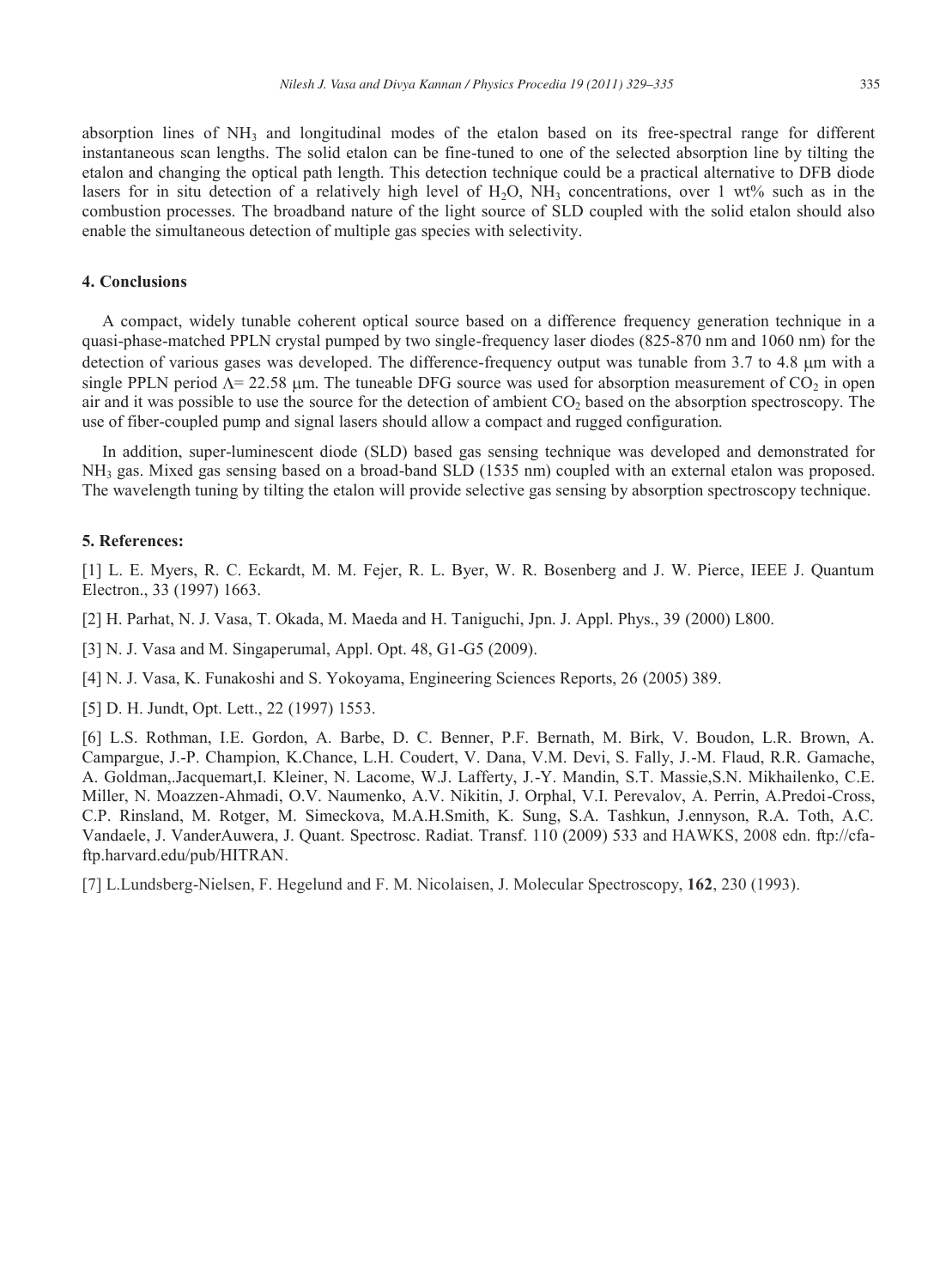absorption lines of $NH_3$ and longitudinal modes of the etalon based on its free-spectral range for different instantaneous scan lengths. The solid etalon can be fine-tuned to one of the selected absorption line by tilting the etalon and changing the optical path length. This detection technique could be a practical alternative to DFB diode lasers for in situ detection of a relatively high level of $H_2O$, $NH_3$ concentrations, over 1 wt% such as in the combustion processes. The broadband nature of the light source of SLD coupled with the solid etalon should also enable the simultaneous detection of multiple gas species with selectivity.

## 4. Conclusions

A compact, widely tunable coherent optical source based on a difference frequency generation technique in a quasi-phase-matched PPLN crystal pumped by two single-frequency laser diodes (825-870 nm and 1060 nm) for the detection of various gases was developed. The difference-frequency output was tunable from 3.7 to 4.8 μm with a single PPLN period $\Lambda$= 22.58 μm. The tuneable DFG source was used for absorption measurement of $CO_2$ in open air and it was possible to use the source for the detection of ambient $CO_2$ based on the absorption spectroscopy. The use of fiber-coupled pump and signal lasers should allow a compact and rugged configuration.

In addition, super-luminescent diode (SLD) based gas sensing technique was developed and demonstrated for $NH_3$ gas. Mixed gas sensing based on a broad-band SLD (1535 nm) coupled with an external etalon was proposed. The wavelength tuning by tilting the etalon will provide selective gas sensing by absorption spectroscopy technique.

## 5. References:

[1] L. E. Myers, R. C. Eckardt, M. M. Fejer, R. L. Byer, W. R. Bosenberg and J. W. Pierce, IEEE J. Quantum Electron., 33 (1997) 1663.

[2] H. Parhat, N. J. Vasa, T. Okada, M. Maeda and H. Taniguchi, Jpn. J. Appl. Phys., 39 (2000) L800.

[3] N. J. Vasa and M. Singaperumal, Appl. Opt. 48, G1-G5 (2009).

[4] N. J. Vasa, K. Funakoshi and S. Yokoyama, Engineering Sciences Reports, 26 (2005) 389.

[5] D. H. Jundt, Opt. Lett., 22 (1997) 1553.

[6] L.S. Rothman, I.E. Gordon, A. Barbe, D. C. Benner, P.F. Bernath, M. Birk, V. Boudon, L.R. Brown, A. Campargue, J.-P. Champion, K.Chance, L.H. Coudert, V. Dana, V.M. Devi, S. Fally, J.-M. Flaud, R.R. Gamache, A. Goldman,.Jacquemart,I. Kleiner, N. Lacome, W.J. Lafferty, J.-Y. Mandin, S.T. Massie,S.N. Mikhailenko, C.E. Miller, N. Moazzen-Ahmadi, O.V. Naumenko, A.V. Nikitin, J. Orphal, V.I. Perevalov, A. Perrin, A.Predoi-Cross, C.P. Rinsland, M. Rotger, M. Simeckova, M.A.H.Smith, K. Sung, S.A. Tashkun, J.ennyson, R.A. Toth, A.C. Vandaele, J. VanderAuwera, J. Quant. Spectrosc. Radiat. Transf. 110 (2009) 533 and HAWKS, 2008 edn. ftp://cfa-ftp.harvard.edu/pub/HITRAN.

[7] L.Lundsberg-Nielsen, F. Hegelund and F. M. Nicolaisen, J. Molecular Spectroscopy, **162**, 230 (1993).